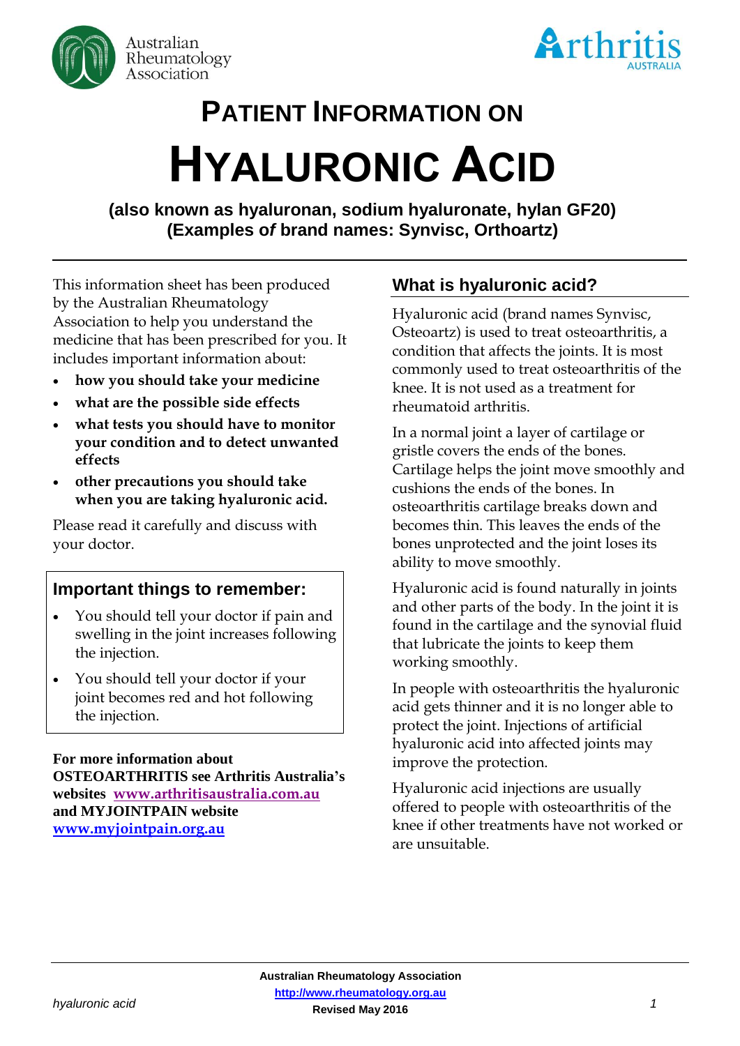# PATIENT INFORMATION ON

# HYALURONIC ACID

**(also known as hyaluronan, sodium hyaluronate, hylan GF20)**
**(Examples *of* brand names: Synvisc, Orthoartz)**

This information sheet has been produced by the Australian Rheumatology Association to help you understand the medicine that has been prescribed for you. It includes important information about:

- **how you should take your medicine**
- **what are the possible side effects**
- **what tests you should have to monitor your condition and to detect unwanted effects**
- **other precautions you should take when you are taking hyaluronic acid.**

Please read it carefully and discuss with your doctor.

## Important things to remember:

- You should tell your doctor if pain and swelling in the joint increases following the injection.
- You should tell your doctor if your joint becomes red and hot following the injection.

**For more information about OSTEOARTHRITIS see Arthritis Australia's websites [www.arthritisaustralia.com.au](http://www.arthritisaustralia.com.au) and MYJOINTPAIN website [www.myjointpain.org.au](http://www.myjointpain.org.au)**

## What is hyaluronic acid?

Hyaluronic acid (brand names Synvisc, Osteoartz) is used to treat osteoarthritis, a condition that affects the joints. It is most commonly used to treat osteoarthritis of the knee. It is not used as a treatment for rheumatoid arthritis.

In a normal joint a layer of cartilage or gristle covers the ends of the bones. Cartilage helps the joint move smoothly and cushions the ends of the bones. In osteoarthritis cartilage breaks down and becomes thin. This leaves the ends of the bones unprotected and the joint loses its ability to move smoothly.

Hyaluronic acid is found naturally in joints and other parts of the body. In the joint it is found in the cartilage and the synovial fluid that lubricate the joints to keep them working smoothly.

In people with osteoarthritis the hyaluronic acid gets thinner and it is no longer able to protect the joint. Injections of artificial hyaluronic acid into affected joints may improve the protection.

Hyaluronic acid injections are usually offered to people with osteoarthritis of the knee if other treatments have not worked or are unsuitable.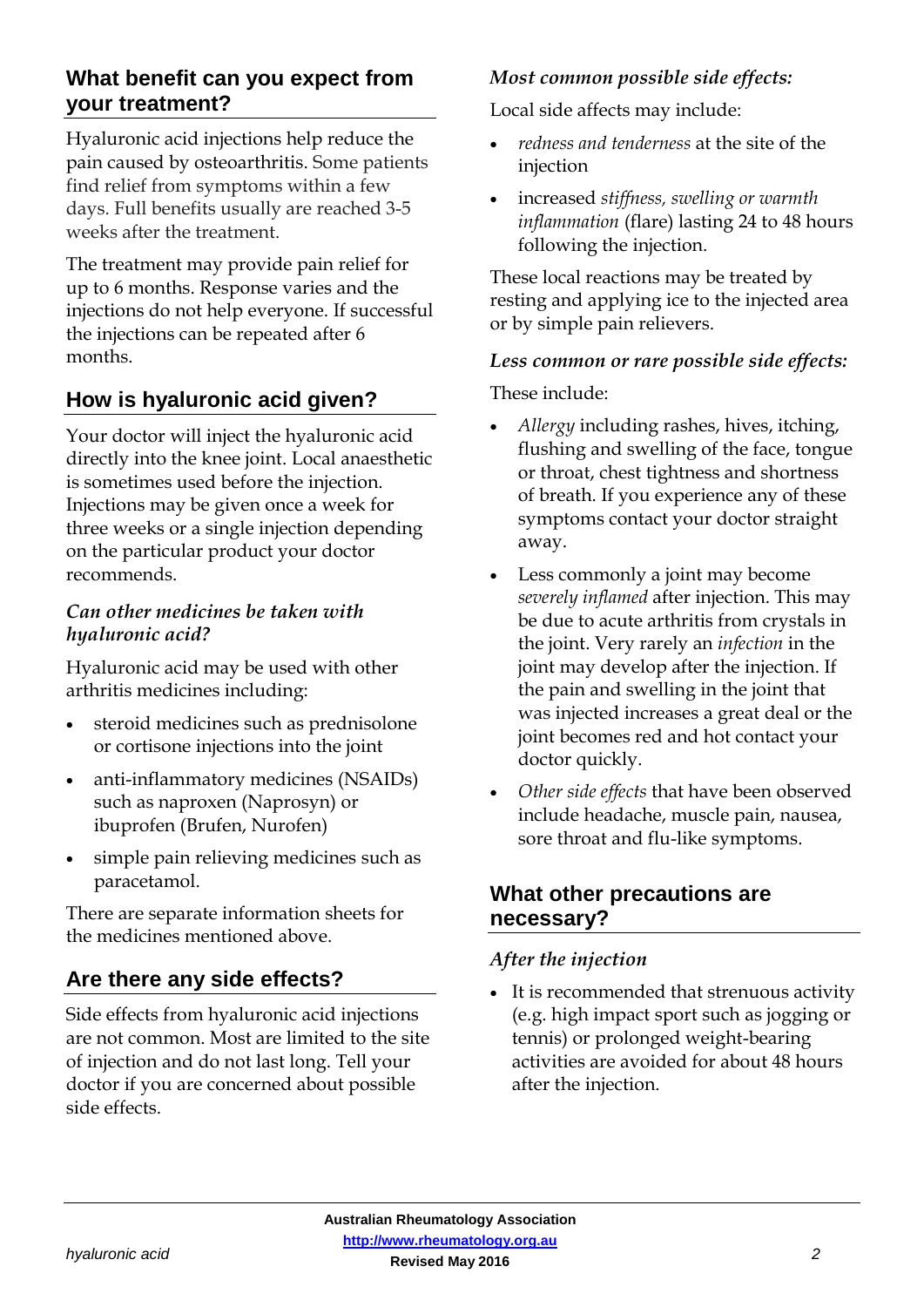## What benefit can you expect from your treatment?

Hyaluronic acid injections help reduce the pain caused by osteoarthritis. Some patients find relief from symptoms within a few days. Full benefits usually are reached 3-5 weeks after the treatment.

The treatment may provide pain relief for up to 6 months. Response varies and the injections do not help everyone. If successful the injections can be repeated after 6 months.

## How is hyaluronic acid given?

Your doctor will inject the hyaluronic acid directly into the knee joint. Local anaesthetic is sometimes used before the injection. Injections may be given once a week for three weeks or a single injection depending on the particular product your doctor recommends.

### *Can other medicines be taken with hyaluronic acid?*

Hyaluronic acid may be used with other arthritis medicines including:

- steroid medicines such as prednisolone or cortisone injections into the joint
- anti-inflammatory medicines (NSAIDs) such as naproxen (Naprosyn) or ibuprofen (Brufen, Nurofen)
- simple pain relieving medicines such as paracetamol.

There are separate information sheets for the medicines mentioned above.

## Are there any side effects?

Side effects from hyaluronic acid injections are not common. Most are limited to the site of injection and do not last long. Tell your doctor if you are concerned about possible side effects.

### *Most common possible side effects:*

Local side affects may include:

- *redness and tenderness* at the site of the injection
- increased *stiffness, swelling or warmth inflammation* (flare) lasting 24 to 48 hours following the injection.

These local reactions may be treated by resting and applying ice to the injected area or by simple pain relievers.

### *Less common or rare possible side effects:*

These include:

- *Allergy* including rashes, hives, itching, flushing and swelling of the face, tongue or throat, chest tightness and shortness of breath. If you experience any of these symptoms contact your doctor straight away.
- Less commonly a joint may become *severely inflamed* after injection. This may be due to acute arthritis from crystals in the joint. Very rarely an *infection* in the joint may develop after the injection. If the pain and swelling in the joint that was injected increases a great deal or the joint becomes red and hot contact your doctor quickly.
- *Other side effects* that have been observed include headache, muscle pain, nausea, sore throat and flu-like symptoms.

## What other precautions are necessary?

### *After the injection*

- It is recommended that strenuous activity (e.g. high impact sport such as jogging or tennis) or prolonged weight-bearing activities are avoided for about 48 hours after the injection.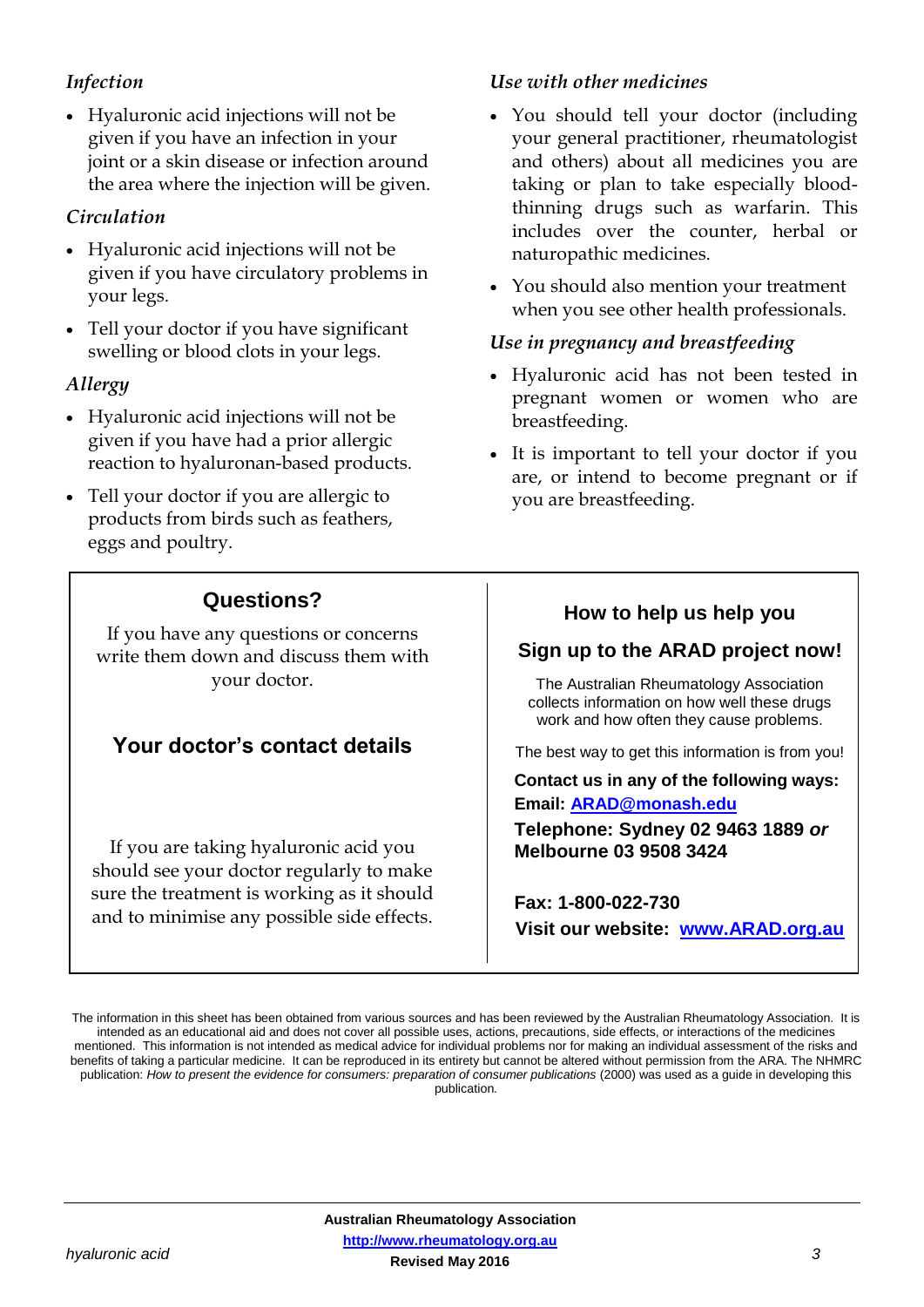### *Infection*

- Hyaluronic acid injections will not be given if you have an infection in your joint or a skin disease or infection around the area where the injection will be given.

### *Circulation*

- Hyaluronic acid injections will not be given if you have circulatory problems in your legs.
- Tell your doctor if you have significant swelling or blood clots in your legs.

### *Allergy*

- Hyaluronic acid injections will not be given if you have had a prior allergic reaction to hyaluronan-based products.
- Tell your doctor if you are allergic to products from birds such as feathers, eggs and poultry.

### *Use with other medicines*

- You should tell your doctor (including your general practitioner, rheumatologist and others) about all medicines you are taking or plan to take especially blood-thinning drugs such as warfarin. This includes over the counter, herbal or naturopathic medicines.
- You should also mention your treatment when you see other health professionals.

### *Use in pregnancy and breastfeeding*

- Hyaluronic acid has not been tested in pregnant women or women who are breastfeeding.
- It is important to tell your doctor if you are, or intend to become pregnant or if you are breastfeeding.

## Questions?

If you have any questions or concerns write them down and discuss them with your doctor.

## Your doctor's contact details

If you are taking hyaluronic acid you should see your doctor regularly to make sure the treatment is working as it should and to minimise any possible side effects.

## How to help us help you

## Sign up to the ARAD project now!

The Australian Rheumatology Association collects information on how well these drugs work and how often they cause problems.

The best way to get this information is from you!

**Contact us in any of the following ways:**

**Email: ARAD@monash.edu**

**Telephone: Sydney 02 9463 1889 *or* Melbourne 03 9508 3424**

**Fax: 1-800-022-730**

**Visit our website: www.ARAD.org.au**

The information in this sheet has been obtained from various sources and has been reviewed by the Australian Rheumatology Association. It is intended as an educational aid and does not cover all possible uses, actions, precautions, side effects, or interactions of the medicines mentioned. This information is not intended as medical advice for individual problems nor for making an individual assessment of the risks and benefits of taking a particular medicine. It can be reproduced in its entirety but cannot be altered without permission from the ARA. The NHMRC publication: *How to present the evidence for consumers: preparation of consumer publications* (2000) was used as a guide in developing this publication.